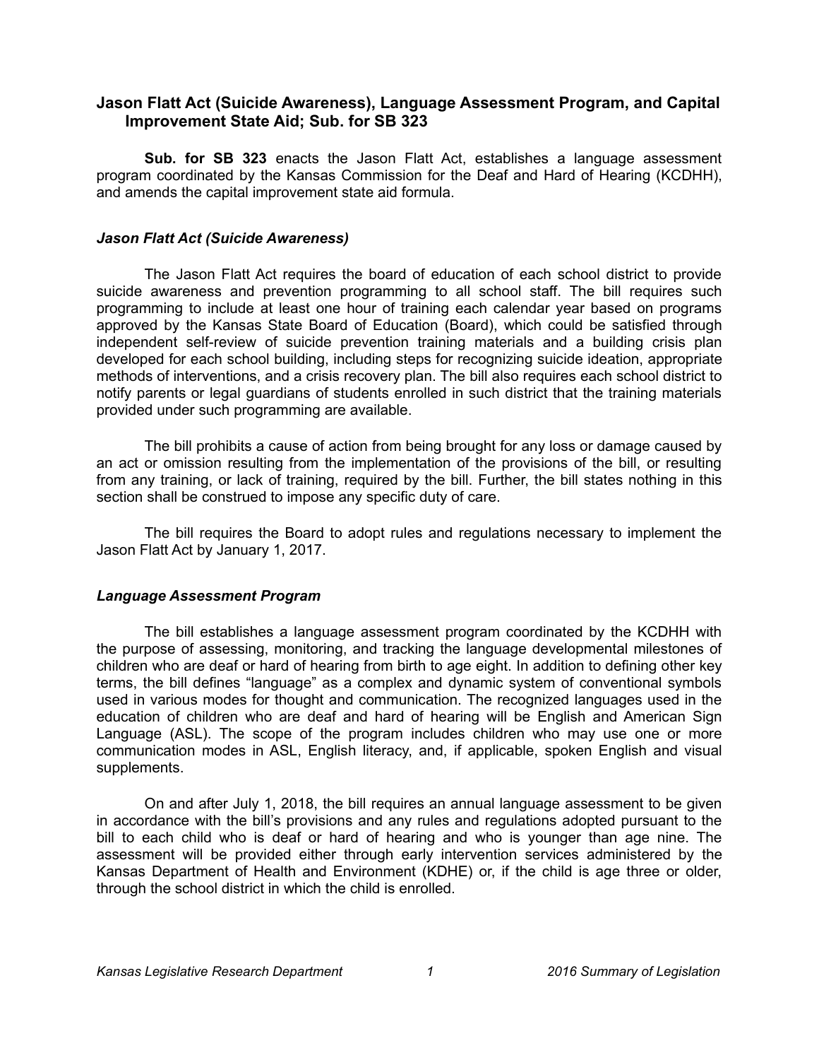## Jason Flatt Act (Suicide Awareness), Language Assessment Program, and Capital Improvement State Aid; Sub. for SB 323

**Sub. for SB 323** enacts the Jason Flatt Act, establishes a language assessment program coordinated by the Kansas Commission for the Deaf and Hard of Hearing (KCDHH), and amends the capital improvement state aid formula.

### *Jason Flatt Act (Suicide Awareness)*

The Jason Flatt Act requires the board of education of each school district to provide suicide awareness and prevention programming to all school staff. The bill requires such programming to include at least one hour of training each calendar year based on programs approved by the Kansas State Board of Education (Board), which could be satisfied through independent self-review of suicide prevention training materials and a building crisis plan developed for each school building, including steps for recognizing suicide ideation, appropriate methods of interventions, and a crisis recovery plan. The bill also requires each school district to notify parents or legal guardians of students enrolled in such district that the training materials provided under such programming are available.

The bill prohibits a cause of action from being brought for any loss or damage caused by an act or omission resulting from the implementation of the provisions of the bill, or resulting from any training, or lack of training, required by the bill. Further, the bill states nothing in this section shall be construed to impose any specific duty of care.

The bill requires the Board to adopt rules and regulations necessary to implement the Jason Flatt Act by January 1, 2017.

### *Language Assessment Program*

The bill establishes a language assessment program coordinated by the KCDHH with the purpose of assessing, monitoring, and tracking the language developmental milestones of children who are deaf or hard of hearing from birth to age eight. In addition to defining other key terms, the bill defines "language" as a complex and dynamic system of conventional symbols used in various modes for thought and communication. The recognized languages used in the education of children who are deaf and hard of hearing will be English and American Sign Language (ASL). The scope of the program includes children who may use one or more communication modes in ASL, English literacy, and, if applicable, spoken English and visual supplements.

On and after July 1, 2018, the bill requires an annual language assessment to be given in accordance with the bill's provisions and any rules and regulations adopted pursuant to the bill to each child who is deaf or hard of hearing and who is younger than age nine. The assessment will be provided either through early intervention services administered by the Kansas Department of Health and Environment (KDHE) or, if the child is age three or older, through the school district in which the child is enrolled.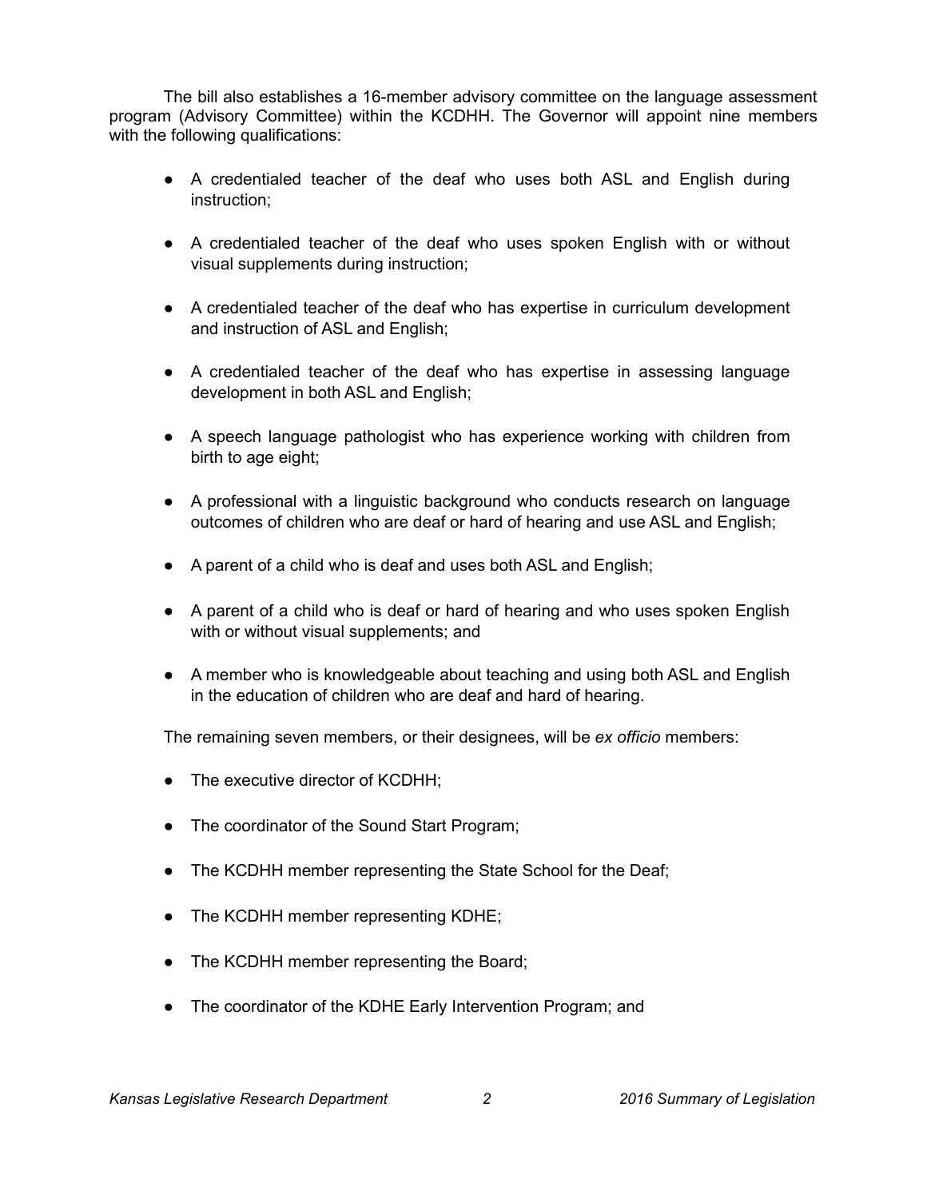The bill also establishes a 16-member advisory committee on the language assessment program (Advisory Committee) within the KCDHH. The Governor will appoint nine members with the following qualifications:

- A credentialed teacher of the deaf who uses both ASL and English during instruction;
- A credentialed teacher of the deaf who uses spoken English with or without visual supplements during instruction;
- A credentialed teacher of the deaf who has expertise in curriculum development and instruction of ASL and English;
- A credentialed teacher of the deaf who has expertise in assessing language development in both ASL and English;
- A speech language pathologist who has experience working with children from birth to age eight;
- A professional with a linguistic background who conducts research on language outcomes of children who are deaf or hard of hearing and use ASL and English;
- A parent of a child who is deaf and uses both ASL and English;
- A parent of a child who is deaf or hard of hearing and who uses spoken English with or without visual supplements; and
- A member who is knowledgeable about teaching and using both ASL and English in the education of children who are deaf and hard of hearing.

The remaining seven members, or their designees, will be *ex officio* members:

- The executive director of KCDHH;
- The coordinator of the Sound Start Program;
- The KCDHH member representing the State School for the Deaf;
- The KCDHH member representing KDHE;
- The KCDHH member representing the Board;
- The coordinator of the KDHE Early Intervention Program; and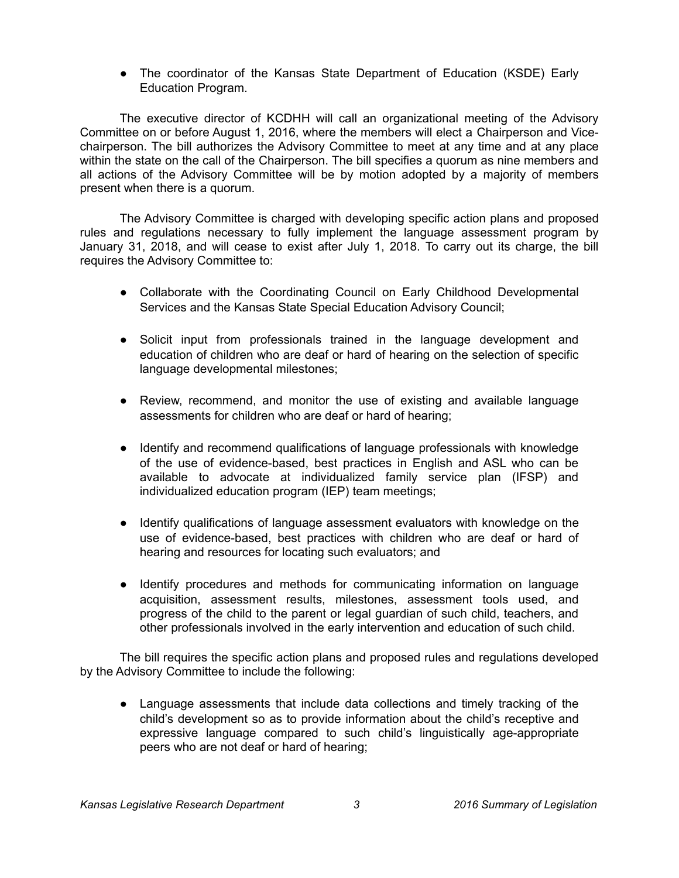- The coordinator of the Kansas State Department of Education (KSDE) Early Education Program.

The executive director of KCDHH will call an organizational meeting of the Advisory Committee on or before August 1, 2016, where the members will elect a Chairperson and Vice-chairperson. The bill authorizes the Advisory Committee to meet at any time and at any place within the state on the call of the Chairperson. The bill specifies a quorum as nine members and all actions of the Advisory Committee will be by motion adopted by a majority of members present when there is a quorum.

The Advisory Committee is charged with developing specific action plans and proposed rules and regulations necessary to fully implement the language assessment program by January 31, 2018, and will cease to exist after July 1, 2018. To carry out its charge, the bill requires the Advisory Committee to:

- Collaborate with the Coordinating Council on Early Childhood Developmental Services and the Kansas State Special Education Advisory Council;
- Solicit input from professionals trained in the language development and education of children who are deaf or hard of hearing on the selection of specific language developmental milestones;
- Review, recommend, and monitor the use of existing and available language assessments for children who are deaf or hard of hearing;
- Identify and recommend qualifications of language professionals with knowledge of the use of evidence-based, best practices in English and ASL who can be available to advocate at individualized family service plan (IFSP) and individualized education program (IEP) team meetings;
- Identify qualifications of language assessment evaluators with knowledge on the use of evidence-based, best practices with children who are deaf or hard of hearing and resources for locating such evaluators; and
- Identify procedures and methods for communicating information on language acquisition, assessment results, milestones, assessment tools used, and progress of the child to the parent or legal guardian of such child, teachers, and other professionals involved in the early intervention and education of such child.

The bill requires the specific action plans and proposed rules and regulations developed by the Advisory Committee to include the following:

- Language assessments that include data collections and timely tracking of the child's development so as to provide information about the child's receptive and expressive language compared to such child's linguistically age-appropriate peers who are not deaf or hard of hearing;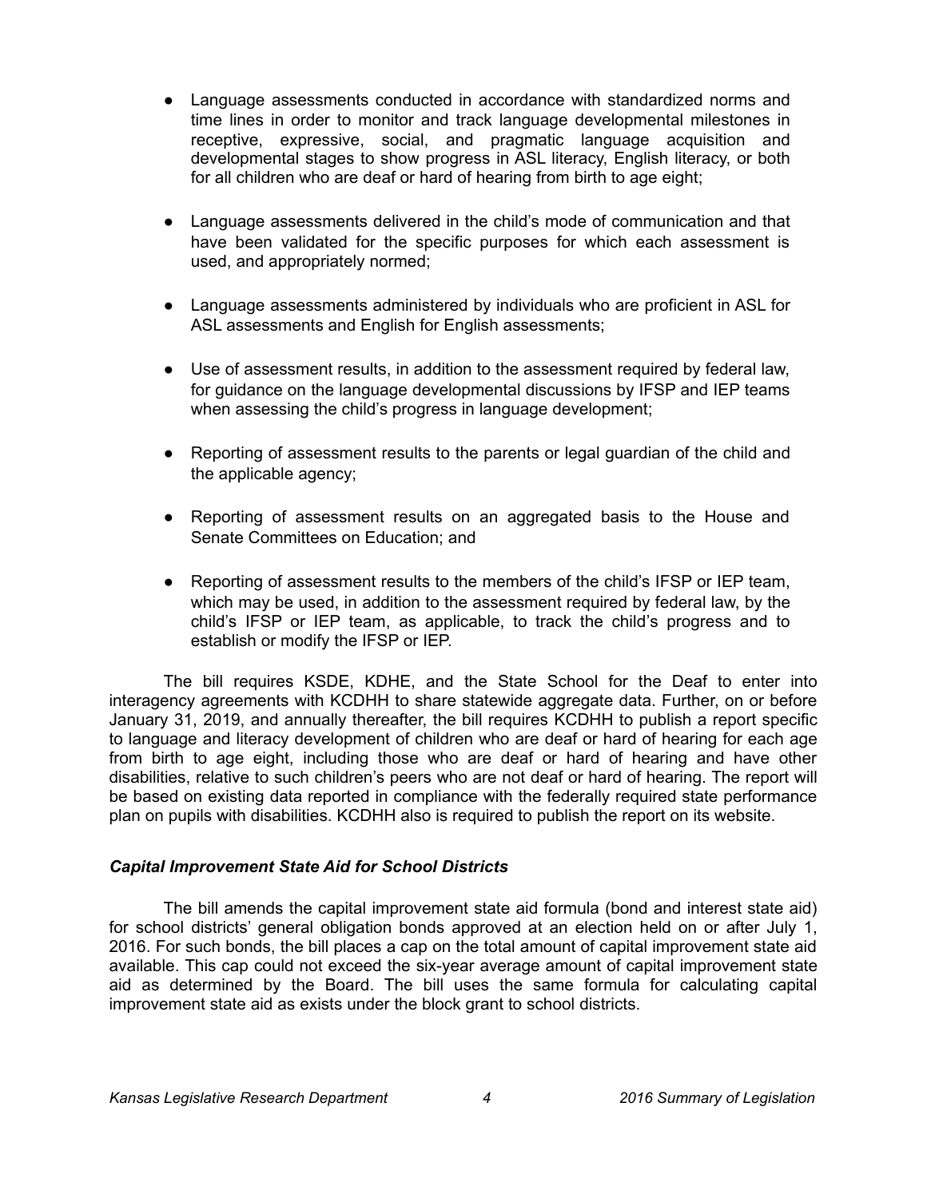- Language assessments conducted in accordance with standardized norms and time lines in order to monitor and track language developmental milestones in receptive, expressive, social, and pragmatic language acquisition and developmental stages to show progress in ASL literacy, English literacy, or both for all children who are deaf or hard of hearing from birth to age eight;
- Language assessments delivered in the child's mode of communication and that have been validated for the specific purposes for which each assessment is used, and appropriately normed;
- Language assessments administered by individuals who are proficient in ASL for ASL assessments and English for English assessments;
- Use of assessment results, in addition to the assessment required by federal law, for guidance on the language developmental discussions by IFSP and IEP teams when assessing the child's progress in language development;
- Reporting of assessment results to the parents or legal guardian of the child and the applicable agency;
- Reporting of assessment results on an aggregated basis to the House and Senate Committees on Education; and
- Reporting of assessment results to the members of the child's IFSP or IEP team, which may be used, in addition to the assessment required by federal law, by the child's IFSP or IEP team, as applicable, to track the child's progress and to establish or modify the IFSP or IEP.

The bill requires KSDE, KDHE, and the State School for the Deaf to enter into interagency agreements with KCDHH to share statewide aggregate data. Further, on or before January 31, 2019, and annually thereafter, the bill requires KCDHH to publish a report specific to language and literacy development of children who are deaf or hard of hearing for each age from birth to age eight, including those who are deaf or hard of hearing and have other disabilities, relative to such children's peers who are not deaf or hard of hearing. The report will be based on existing data reported in compliance with the federally required state performance plan on pupils with disabilities. KCDHH also is required to publish the report on its website.

### *Capital Improvement State Aid for School Districts*

The bill amends the capital improvement state aid formula (bond and interest state aid) for school districts' general obligation bonds approved at an election held on or after July 1, 2016. For such bonds, the bill places a cap on the total amount of capital improvement state aid available. This cap could not exceed the six-year average amount of capital improvement state aid as determined by the Board. The bill uses the same formula for calculating capital improvement state aid as exists under the block grant to school districts.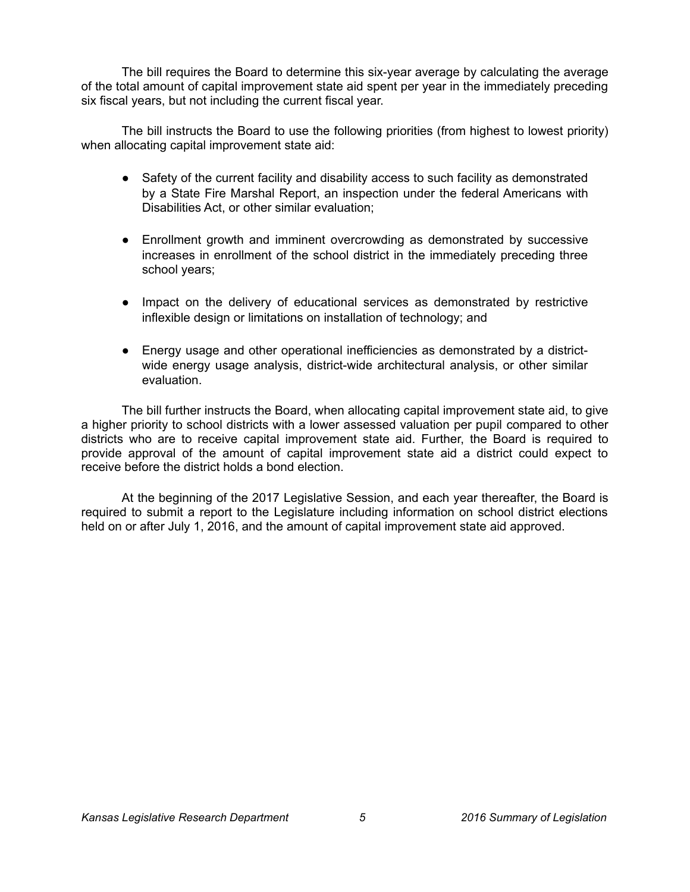The bill requires the Board to determine this six-year average by calculating the average of the total amount of capital improvement state aid spent per year in the immediately preceding six fiscal years, but not including the current fiscal year.

The bill instructs the Board to use the following priorities (from highest to lowest priority) when allocating capital improvement state aid:

- Safety of the current facility and disability access to such facility as demonstrated by a State Fire Marshal Report, an inspection under the federal Americans with Disabilities Act, or other similar evaluation;

- Enrollment growth and imminent overcrowding as demonstrated by successive increases in enrollment of the school district in the immediately preceding three school years;

- Impact on the delivery of educational services as demonstrated by restrictive inflexible design or limitations on installation of technology; and

- Energy usage and other operational inefficiencies as demonstrated by a district-wide energy usage analysis, district-wide architectural analysis, or other similar evaluation.

The bill further instructs the Board, when allocating capital improvement state aid, to give a higher priority to school districts with a lower assessed valuation per pupil compared to other districts who are to receive capital improvement state aid. Further, the Board is required to provide approval of the amount of capital improvement state aid a district could expect to receive before the district holds a bond election.

At the beginning of the 2017 Legislative Session, and each year thereafter, the Board is required to submit a report to the Legislature including information on school district elections held on or after July 1, 2016, and the amount of capital improvement state aid approved.